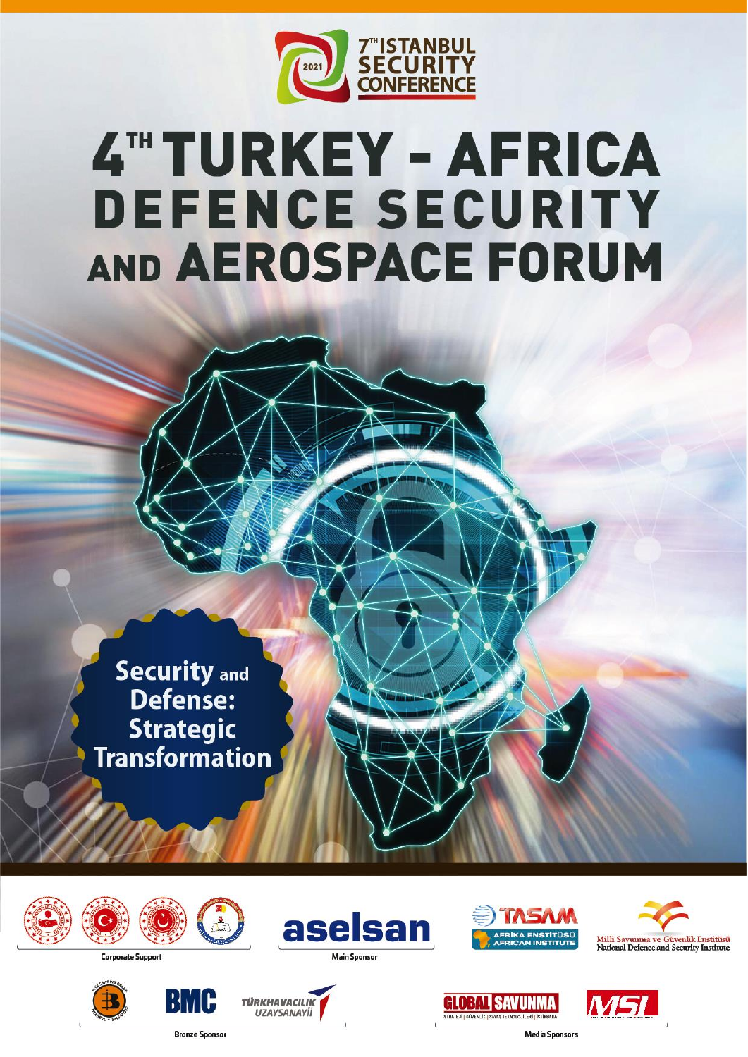7TH ISTANBUL SECURITY CONFERENCE 2021

# 4TH TURKEY - AFRICA DEFENCE SECURITY AND AEROSPACE FORUM

**Security and Defense: Strategic Transformation**

Corporate Support

aselsan

Main Sponsor

TASAM
AFRİKA ENSTİTÜSÜ
AFRICAN INSTITUTE

Millî Savunma ve Güvenlik Enstitüsü
National Defence and Security Institute

BMC

TÜRKHAVACILIK UZAYSANAYİİ

Bronze Sponsor

GLOBAL SAVUNMA
STRATEJİ | GÜVENLİK | SAVAŞ TEKNOLOJİLERİ | İSTİHBARAT

MSI

Media Sponsors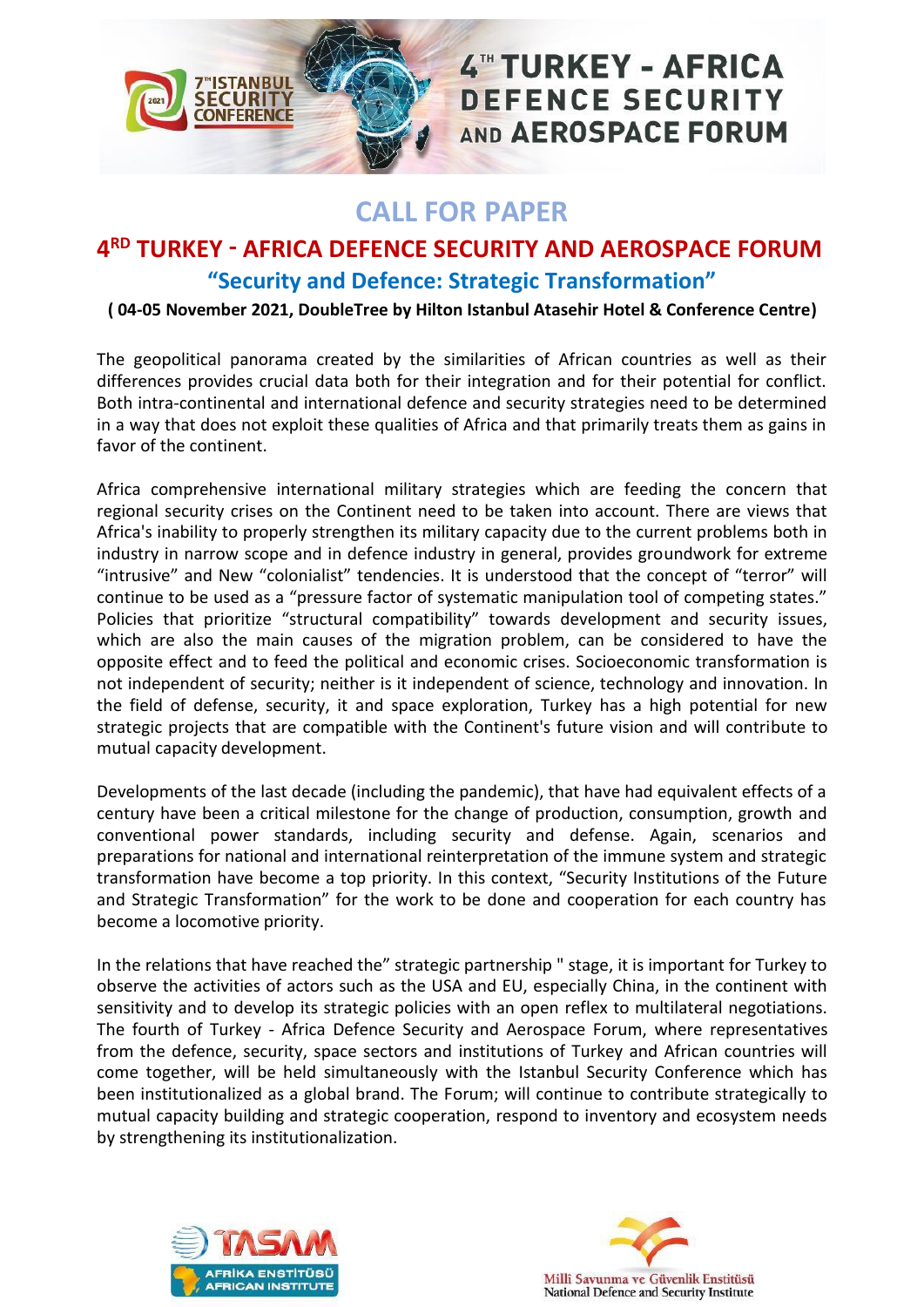# CALL FOR PAPER

## 4RD TURKEY - AFRICA DEFENCE SECURITY AND AEROSPACE FORUM

### "Security and Defence: Strategic Transformation"

**( 04-05 November 2021, DoubleTree by Hilton Istanbul Atasehir Hotel & Conference Centre)**

The geopolitical panorama created by the similarities of African countries as well as their differences provides crucial data both for their integration and for their potential for conflict. Both intra-continental and international defence and security strategies need to be determined in a way that does not exploit these qualities of Africa and that primarily treats them as gains in favor of the continent.

Africa comprehensive international military strategies which are feeding the concern that regional security crises on the Continent need to be taken into account. There are views that Africa's inability to properly strengthen its military capacity due to the current problems both in industry in narrow scope and in defence industry in general, provides groundwork for extreme "intrusive" and New "colonialist" tendencies. It is understood that the concept of "terror" will continue to be used as a "pressure factor of systematic manipulation tool of competing states." Policies that prioritize "structural compatibility" towards development and security issues, which are also the main causes of the migration problem, can be considered to have the opposite effect and to feed the political and economic crises. Socioeconomic transformation is not independent of security; neither is it independent of science, technology and innovation. In the field of defense, security, it and space exploration, Turkey has a high potential for new strategic projects that are compatible with the Continent's future vision and will contribute to mutual capacity development.

Developments of the last decade (including the pandemic), that have had equivalent effects of a century have been a critical milestone for the change of production, consumption, growth and conventional power standards, including security and defense. Again, scenarios and preparations for national and international reinterpretation of the immune system and strategic transformation have become a top priority. In this context, "Security Institutions of the Future and Strategic Transformation" for the work to be done and cooperation for each country has become a locomotive priority.

In the relations that have reached the" strategic partnership " stage, it is important for Turkey to observe the activities of actors such as the USA and EU, especially China, in the continent with sensitivity and to develop its strategic policies with an open reflex to multilateral negotiations. The fourth of Turkey - Africa Defence Security and Aerospace Forum, where representatives from the defence, security, space sectors and institutions of Turkey and African countries will come together, will be held simultaneously with the Istanbul Security Conference which has been institutionalized as a global brand. The Forum; will continue to contribute strategically to mutual capacity building and strategic cooperation, respond to inventory and ecosystem needs by strengthening its institutionalization.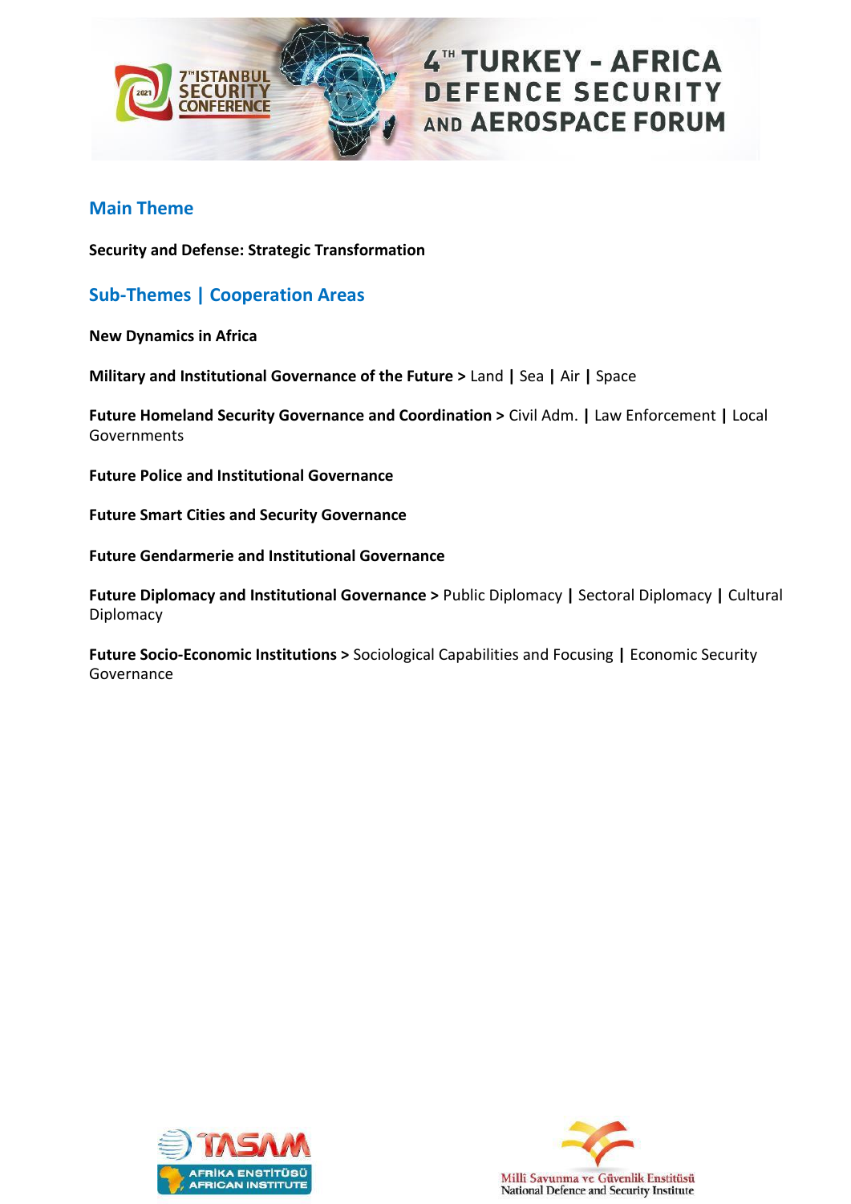## Main Theme

**Security and Defense: Strategic Transformation**

## Sub-Themes | Cooperation Areas

**New Dynamics in Africa**

**Military and Institutional Governance of the Future >** Land **|** Sea **|** Air **|** Space

**Future Homeland Security Governance and Coordination >** Civil Adm. **|** Law Enforcement **|** Local Governments

**Future Police and Institutional Governance**

**Future Smart Cities and Security Governance**

**Future Gendarmerie and Institutional Governance**

**Future Diplomacy and Institutional Governance >** Public Diplomacy **|** Sectoral Diplomacy **|** Cultural Diplomacy

**Future Socio-Economic Institutions >** Sociological Capabilities and Focusing **|** Economic Security Governance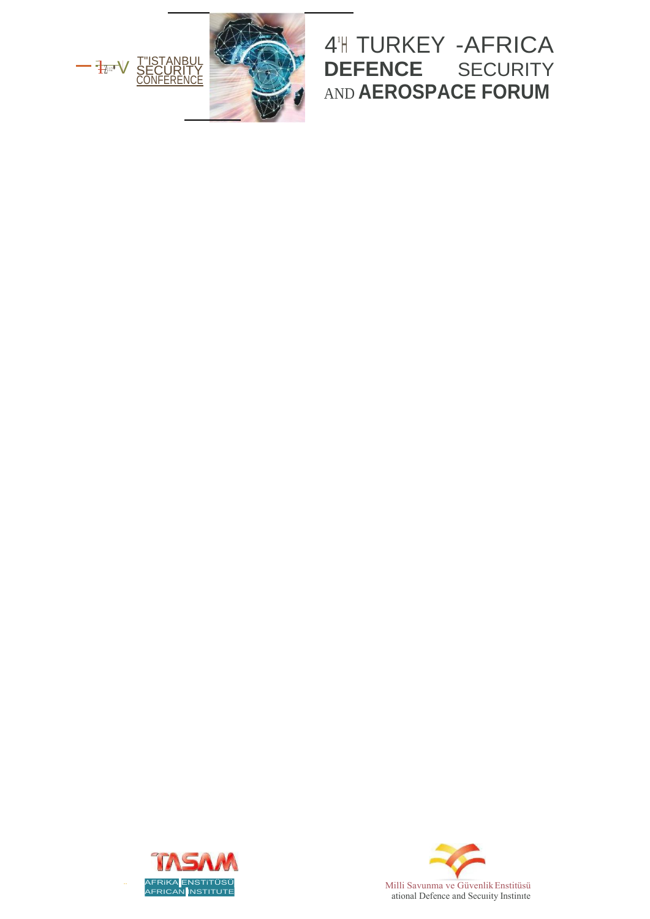T"ISTANBUL SECURITY CONFERENCE

# 4TH TURKEY -AFRICA DEFENCE SECURITY AND AEROSPACE FORUM

TASAM

AFRiKA ENSTiTÜSÜ
AFRICAN INSTITUTE

Milli Savunma ve Güvenlik Enstitüsü
ational Defence and Secuıity Instinıte